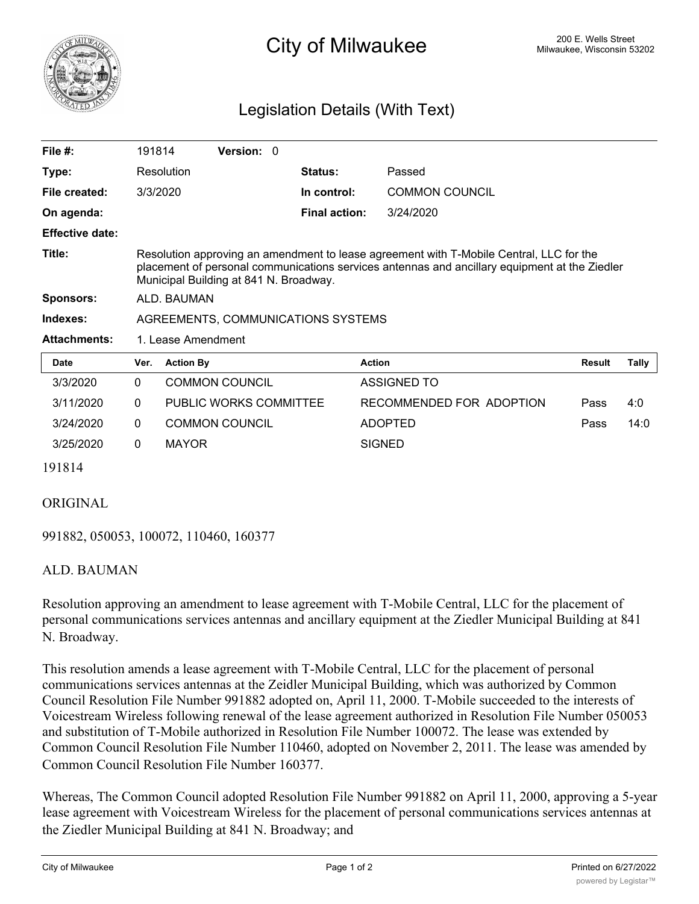# City of Milwaukee

200 E. Wells Street
Milwaukee, Wisconsin 53202

## Legislation Details (With Text)

| | | | |
|---|---|---|---|
| **File #:** | 191814 **Version:** 0 | | |
| **Type:** | Resolution | **Status:** | Passed |
| **File created:** | 3/3/2020 | **In control:** | COMMON COUNCIL |
| **On agenda:** | | **Final action:** | 3/24/2020 |
| **Effective date:** | | | |
| **Title:** | Resolution approving an amendment to lease agreement with T-Mobile Central, LLC for the placement of personal communications services antennas and ancillary equipment at the Ziedler Municipal Building at 841 N. Broadway. | | |
| **Sponsors:** | ALD. BAUMAN | | |
| **Indexes:** | AGREEMENTS, COMMUNICATIONS SYSTEMS | | |
| **Attachments:** | 1. Lease Amendment | | |

| Date | Ver. | Action By | Action | Result | Tally |
|---|---|---|---|---|---|
| 3/3/2020 | 0 | COMMON COUNCIL | ASSIGNED TO | | |
| 3/11/2020 | 0 | PUBLIC WORKS COMMITTEE | RECOMMENDED FOR ADOPTION | Pass | 4:0 |
| 3/24/2020 | 0 | COMMON COUNCIL | ADOPTED | Pass | 14:0 |
| 3/25/2020 | 0 | MAYOR | SIGNED | | |

191814

ORIGINAL

991882, 050053, 100072, 110460, 160377

ALD. BAUMAN

Resolution approving an amendment to lease agreement with T-Mobile Central, LLC for the placement of personal communications services antennas and ancillary equipment at the Ziedler Municipal Building at 841 N. Broadway.

This resolution amends a lease agreement with T-Mobile Central, LLC for the placement of personal communications services antennas at the Zeidler Municipal Building, which was authorized by Common Council Resolution File Number 991882 adopted on, April 11, 2000. T-Mobile succeeded to the interests of Voicestream Wireless following renewal of the lease agreement authorized in Resolution File Number 050053 and substitution of T-Mobile authorized in Resolution File Number 100072. The lease was extended by Common Council Resolution File Number 110460, adopted on November 2, 2011. The lease was amended by Common Council Resolution File Number 160377.

Whereas, The Common Council adopted Resolution File Number 991882 on April 11, 2000, approving a 5-year lease agreement with Voicestream Wireless for the placement of personal communications services antennas at the Ziedler Municipal Building at 841 N. Broadway; and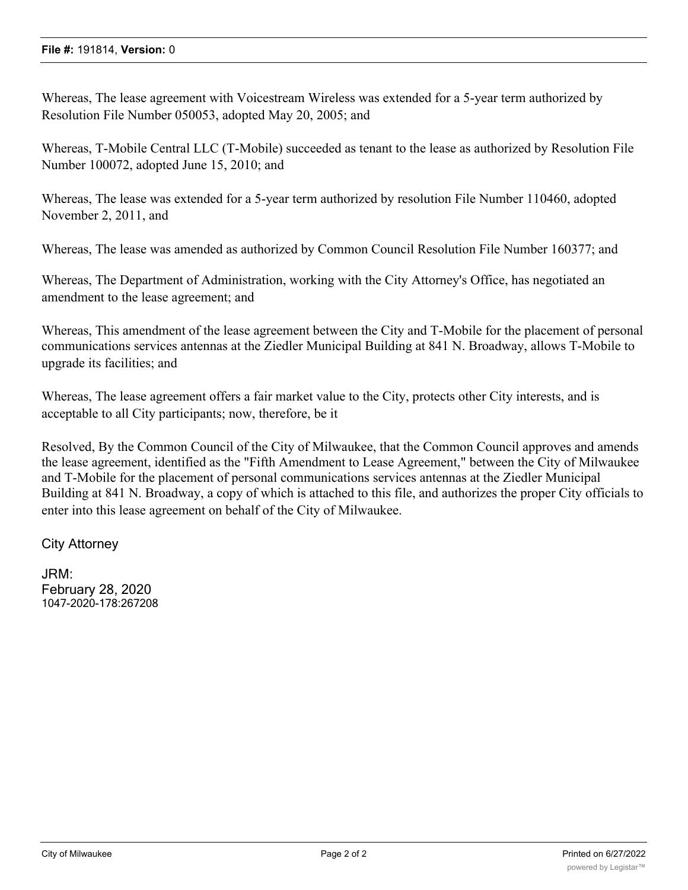Whereas, The lease agreement with Voicestream Wireless was extended for a 5-year term authorized by Resolution File Number 050053, adopted May 20, 2005; and

Whereas, T-Mobile Central LLC (T-Mobile) succeeded as tenant to the lease as authorized by Resolution File Number 100072, adopted June 15, 2010; and

Whereas, The lease was extended for a 5-year term authorized by resolution File Number 110460, adopted November 2, 2011, and

Whereas, The lease was amended as authorized by Common Council Resolution File Number 160377; and

Whereas, The Department of Administration, working with the City Attorney's Office, has negotiated an amendment to the lease agreement; and

Whereas, This amendment of the lease agreement between the City and T-Mobile for the placement of personal communications services antennas at the Ziedler Municipal Building at 841 N. Broadway, allows T-Mobile to upgrade its facilities; and

Whereas, The lease agreement offers a fair market value to the City, protects other City interests, and is acceptable to all City participants; now, therefore, be it

Resolved, By the Common Council of the City of Milwaukee, that the Common Council approves and amends the lease agreement, identified as the "Fifth Amendment to Lease Agreement," between the City of Milwaukee and T-Mobile for the placement of personal communications services antennas at the Ziedler Municipal Building at 841 N. Broadway, a copy of which is attached to this file, and authorizes the proper City officials to enter into this lease agreement on behalf of the City of Milwaukee.

City Attorney

JRM:
February 28, 2020
1047-2020-178:267208